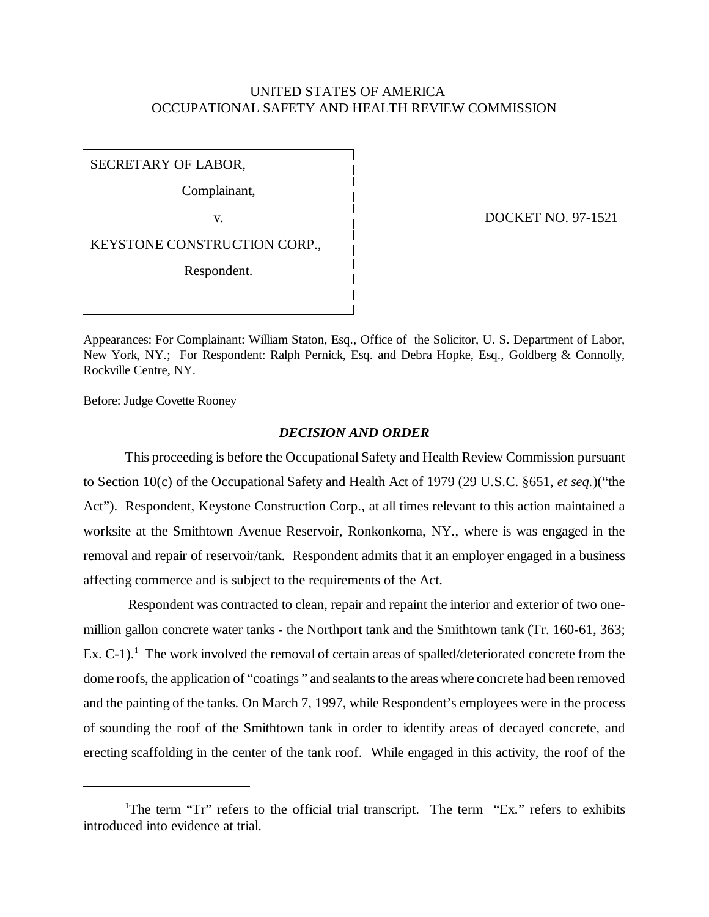UNITED STATES OF AMERICA
OCCUPATIONAL SAFETY AND HEALTH REVIEW COMMISSION

| | |
|---|---|
| SECRETARY OF LABOR,<br><br>Complainant,<br><br>v.<br><br>KEYSTONE CONSTRUCTION CORP.,<br><br>Respondent. | DOCKET NO. 97-1521 |

Appearances: For Complainant: William Staton, Esq., Office of the Solicitor, U. S. Department of Labor, New York, NY.; For Respondent: Ralph Pernick, Esq. and Debra Hopke, Esq., Goldberg & Connolly, Rockville Centre, NY.

Before: Judge Covette Rooney

## ***DECISION AND ORDER***

This proceeding is before the Occupational Safety and Health Review Commission pursuant to Section 10(c) of the Occupational Safety and Health Act of 1979 (29 U.S.C. §651, *et seq.*)("the Act"). Respondent, Keystone Construction Corp., at all times relevant to this action maintained a worksite at the Smithtown Avenue Reservoir, Ronkonkoma, NY., where is was engaged in the removal and repair of reservoir/tank. Respondent admits that it an employer engaged in a business affecting commerce and is subject to the requirements of the Act.

Respondent was contracted to clean, repair and repaint the interior and exterior of two one-million gallon concrete water tanks - the Northport tank and the Smithtown tank (Tr. 160-61, 363; Ex. C-1).[1] The work involved the removal of certain areas of spalled/deteriorated concrete from the dome roofs, the application of "coatings " and sealants to the areas where concrete had been removed and the painting of the tanks. On March 7, 1997, while Respondent's employees were in the process of sounding the roof of the Smithtown tank in order to identify areas of decayed concrete, and erecting scaffolding in the center of the tank roof. While engaged in this activity, the roof of the

---

[1]The term "Tr" refers to the official trial transcript. The term "Ex." refers to exhibits introduced into evidence at trial.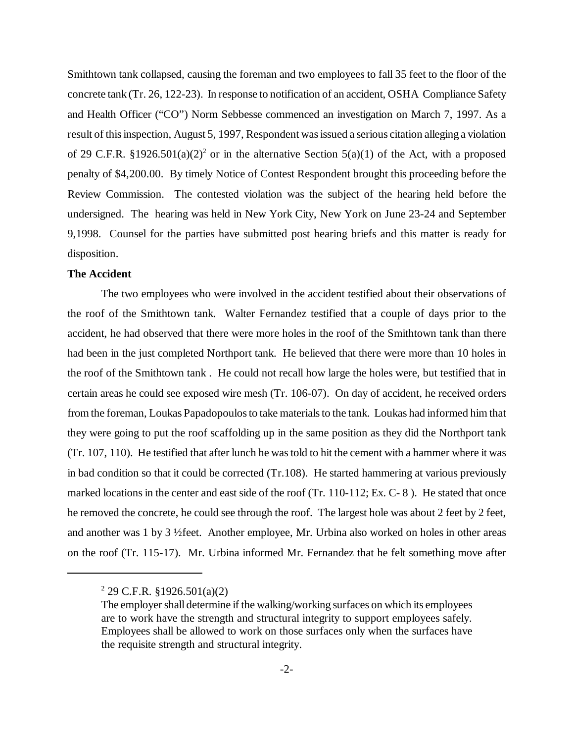Smithtown tank collapsed, causing the foreman and two employees to fall 35 feet to the floor of the concrete tank (Tr. 26, 122-23). In response to notification of an accident, OSHA Compliance Safety and Health Officer ("CO") Norm Sebbesse commenced an investigation on March 7, 1997. As a result of this inspection, August 5, 1997, Respondent was issued a serious citation alleging a violation of 29 C.F.R. §1926.501(a)(2)[2] or in the alternative Section 5(a)(1) of the Act, with a proposed penalty of $4,200.00. By timely Notice of Contest Respondent brought this proceeding before the Review Commission. The contested violation was the subject of the hearing held before the undersigned. The hearing was held in New York City, New York on June 23-24 and September 9,1998. Counsel for the parties have submitted post hearing briefs and this matter is ready for disposition.

**The Accident**

The two employees who were involved in the accident testified about their observations of the roof of the Smithtown tank. Walter Fernandez testified that a couple of days prior to the accident, he had observed that there were more holes in the roof of the Smithtown tank than there had been in the just completed Northport tank. He believed that there were more than 10 holes in the roof of the Smithtown tank . He could not recall how large the holes were, but testified that in certain areas he could see exposed wire mesh (Tr. 106-07). On day of accident, he received orders from the foreman, Loukas Papadopoulos to take materials to the tank. Loukas had informed him that they were going to put the roof scaffolding up in the same position as they did the Northport tank (Tr. 107, 110). He testified that after lunch he was told to hit the cement with a hammer where it was in bad condition so that it could be corrected (Tr.108). He started hammering at various previously marked locations in the center and east side of the roof (Tr. 110-112; Ex. C- 8 ). He stated that once he removed the concrete, he could see through the roof. The largest hole was about 2 feet by 2 feet, and another was 1 by 3 ½feet. Another employee, Mr. Urbina also worked on holes in other areas on the roof (Tr. 115-17). Mr. Urbina informed Mr. Fernandez that he felt something move after

---

[2] 29 C.F.R. §1926.501(a)(2)

The employer shall determine if the walking/working surfaces on which its employees are to work have the strength and structural integrity to support employees safely. Employees shall be allowed to work on those surfaces only when the surfaces have the requisite strength and structural integrity.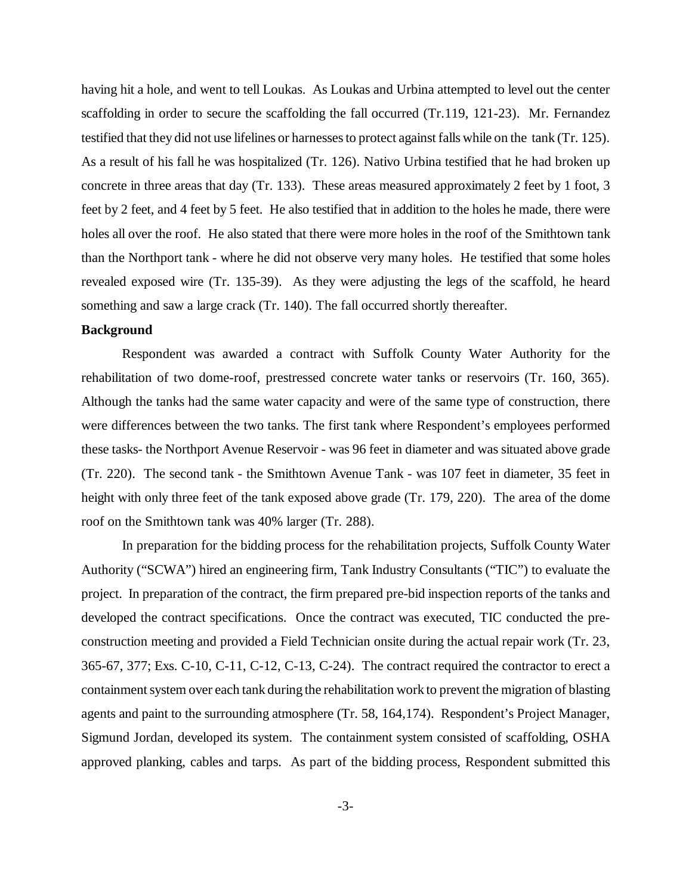having hit a hole, and went to tell Loukas. As Loukas and Urbina attempted to level out the center scaffolding in order to secure the scaffolding the fall occurred (Tr.119, 121-23). Mr. Fernandez testified that they did not use lifelines or harnesses to protect against falls while on the tank (Tr. 125). As a result of his fall he was hospitalized (Tr. 126). Nativo Urbina testified that he had broken up concrete in three areas that day (Tr. 133). These areas measured approximately 2 feet by 1 foot, 3 feet by 2 feet, and 4 feet by 5 feet. He also testified that in addition to the holes he made, there were holes all over the roof. He also stated that there were more holes in the roof of the Smithtown tank than the Northport tank - where he did not observe very many holes. He testified that some holes revealed exposed wire (Tr. 135-39). As they were adjusting the legs of the scaffold, he heard something and saw a large crack (Tr. 140). The fall occurred shortly thereafter.

**Background**

Respondent was awarded a contract with Suffolk County Water Authority for the rehabilitation of two dome-roof, prestressed concrete water tanks or reservoirs (Tr. 160, 365). Although the tanks had the same water capacity and were of the same type of construction, there were differences between the two tanks. The first tank where Respondent's employees performed these tasks- the Northport Avenue Reservoir - was 96 feet in diameter and was situated above grade (Tr. 220). The second tank - the Smithtown Avenue Tank - was 107 feet in diameter, 35 feet in height with only three feet of the tank exposed above grade (Tr. 179, 220). The area of the dome roof on the Smithtown tank was 40% larger (Tr. 288).

In preparation for the bidding process for the rehabilitation projects, Suffolk County Water Authority ("SCWA") hired an engineering firm, Tank Industry Consultants ("TIC") to evaluate the project. In preparation of the contract, the firm prepared pre-bid inspection reports of the tanks and developed the contract specifications. Once the contract was executed, TIC conducted the pre-construction meeting and provided a Field Technician onsite during the actual repair work (Tr. 23, 365-67, 377; Exs. C-10, C-11, C-12, C-13, C-24). The contract required the contractor to erect a containment system over each tank during the rehabilitation work to prevent the migration of blasting agents and paint to the surrounding atmosphere (Tr. 58, 164,174). Respondent's Project Manager, Sigmund Jordan, developed its system. The containment system consisted of scaffolding, OSHA approved planking, cables and tarps. As part of the bidding process, Respondent submitted this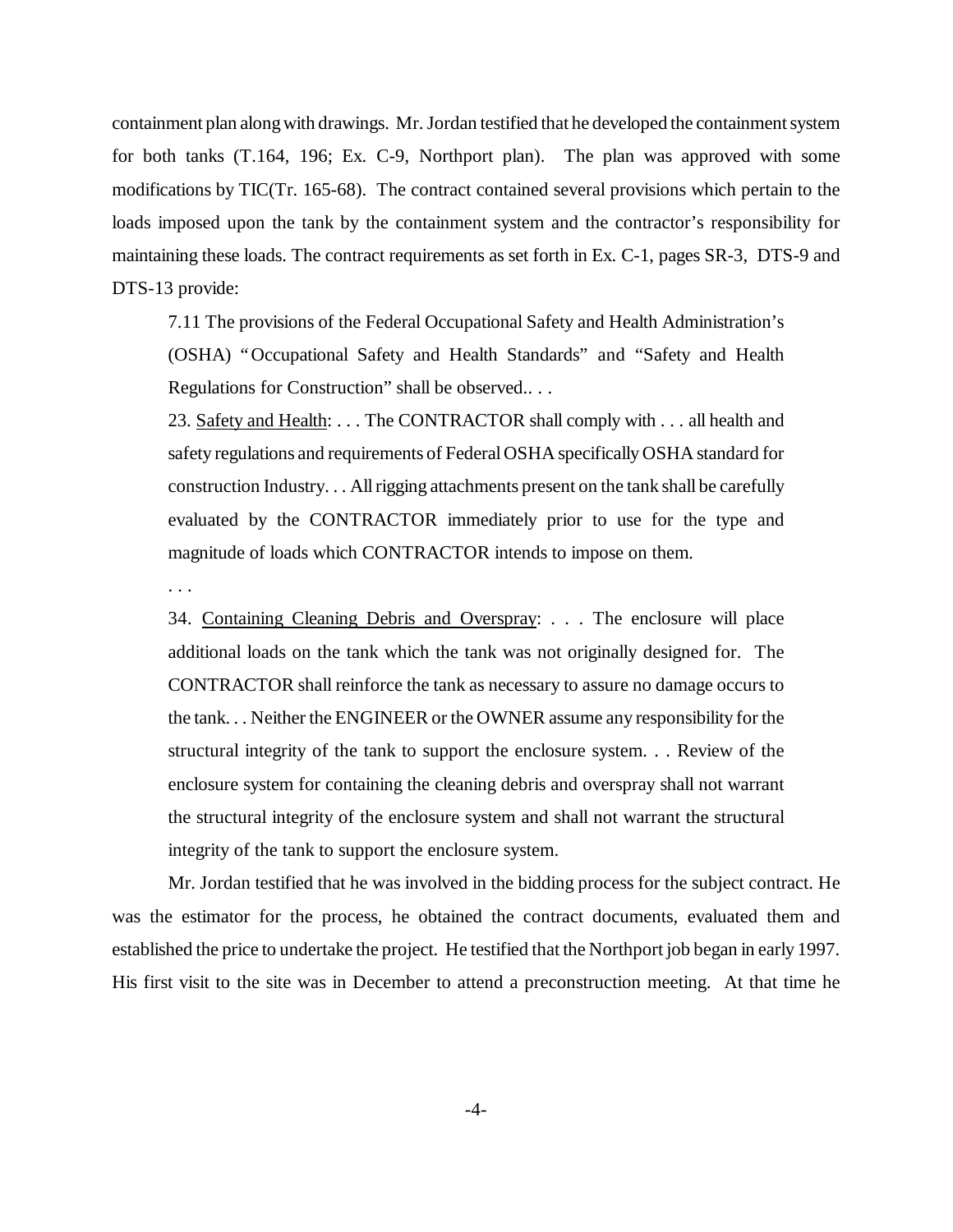containment plan along with drawings. Mr. Jordan testified that he developed the containment system for both tanks (T.164, 196; Ex. C-9, Northport plan). The plan was approved with some modifications by TIC(Tr. 165-68). The contract contained several provisions which pertain to the loads imposed upon the tank by the containment system and the contractor's responsibility for maintaining these loads. The contract requirements as set forth in Ex. C-1, pages SR-3, DTS-9 and DTS-13 provide:

> 7.11 The provisions of the Federal Occupational Safety and Health Administration's (OSHA) "Occupational Safety and Health Standards" and "Safety and Health Regulations for Construction" shall be observed.. . .
>
> 23. Safety and Health: . . . The CONTRACTOR shall comply with . . . all health and safety regulations and requirements of Federal OSHA specifically OSHA standard for construction Industry. . . All rigging attachments present on the tank shall be carefully evaluated by the CONTRACTOR immediately prior to use for the type and magnitude of loads which CONTRACTOR intends to impose on them.
>
> . . .
>
> 34. Containing Cleaning Debris and Overspray: . . . The enclosure will place additional loads on the tank which the tank was not originally designed for. The CONTRACTOR shall reinforce the tank as necessary to assure no damage occurs to the tank. . . Neither the ENGINEER or the OWNER assume any responsibility for the structural integrity of the tank to support the enclosure system. . . Review of the enclosure system for containing the cleaning debris and overspray shall not warrant the structural integrity of the enclosure system and shall not warrant the structural integrity of the tank to support the enclosure system.

Mr. Jordan testified that he was involved in the bidding process for the subject contract. He was the estimator for the process, he obtained the contract documents, evaluated them and established the price to undertake the project. He testified that the Northport job began in early 1997. His first visit to the site was in December to attend a preconstruction meeting. At that time he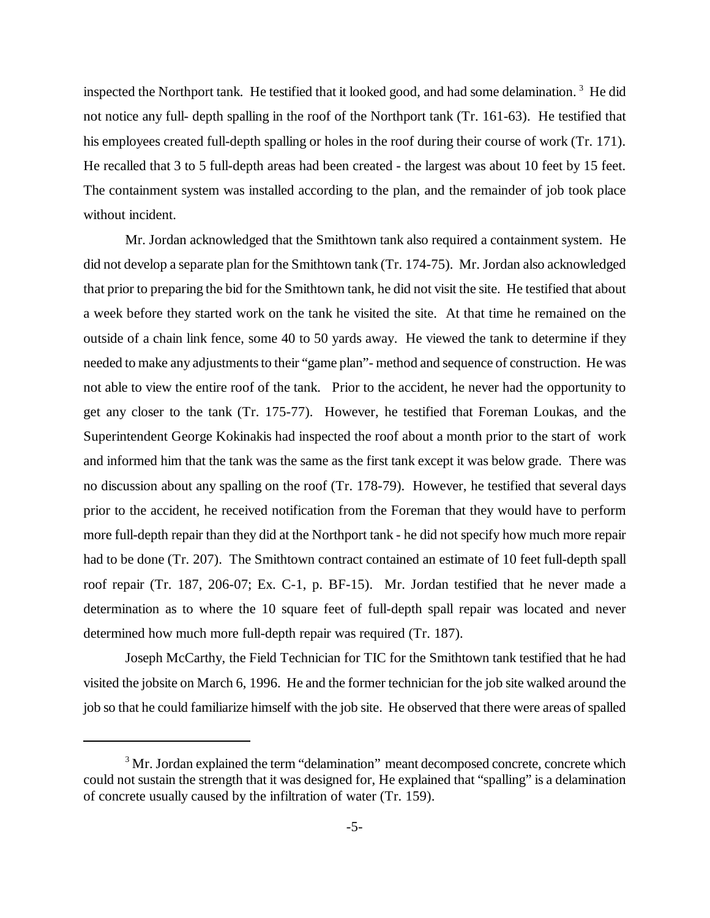inspected the Northport tank. He testified that it looked good, and had some delamination. [3] He did not notice any full- depth spalling in the roof of the Northport tank (Tr. 161-63). He testified that his employees created full-depth spalling or holes in the roof during their course of work (Tr. 171). He recalled that 3 to 5 full-depth areas had been created - the largest was about 10 feet by 15 feet. The containment system was installed according to the plan, and the remainder of job took place without incident.

Mr. Jordan acknowledged that the Smithtown tank also required a containment system. He did not develop a separate plan for the Smithtown tank (Tr. 174-75). Mr. Jordan also acknowledged that prior to preparing the bid for the Smithtown tank, he did not visit the site. He testified that about a week before they started work on the tank he visited the site. At that time he remained on the outside of a chain link fence, some 40 to 50 yards away. He viewed the tank to determine if they needed to make any adjustments to their "game plan"- method and sequence of construction. He was not able to view the entire roof of the tank. Prior to the accident, he never had the opportunity to get any closer to the tank (Tr. 175-77). However, he testified that Foreman Loukas, and the Superintendent George Kokinakis had inspected the roof about a month prior to the start of work and informed him that the tank was the same as the first tank except it was below grade. There was no discussion about any spalling on the roof (Tr. 178-79). However, he testified that several days prior to the accident, he received notification from the Foreman that they would have to perform more full-depth repair than they did at the Northport tank - he did not specify how much more repair had to be done (Tr. 207). The Smithtown contract contained an estimate of 10 feet full-depth spall roof repair (Tr. 187, 206-07; Ex. C-1, p. BF-15). Mr. Jordan testified that he never made a determination as to where the 10 square feet of full-depth spall repair was located and never determined how much more full-depth repair was required (Tr. 187).

Joseph McCarthy, the Field Technician for TIC for the Smithtown tank testified that he had visited the jobsite on March 6, 1996. He and the former technician for the job site walked around the job so that he could familiarize himself with the job site. He observed that there were areas of spalled

---

[3] Mr. Jordan explained the term "delamination" meant decomposed concrete, concrete which could not sustain the strength that it was designed for, He explained that "spalling" is a delamination of concrete usually caused by the infiltration of water (Tr. 159).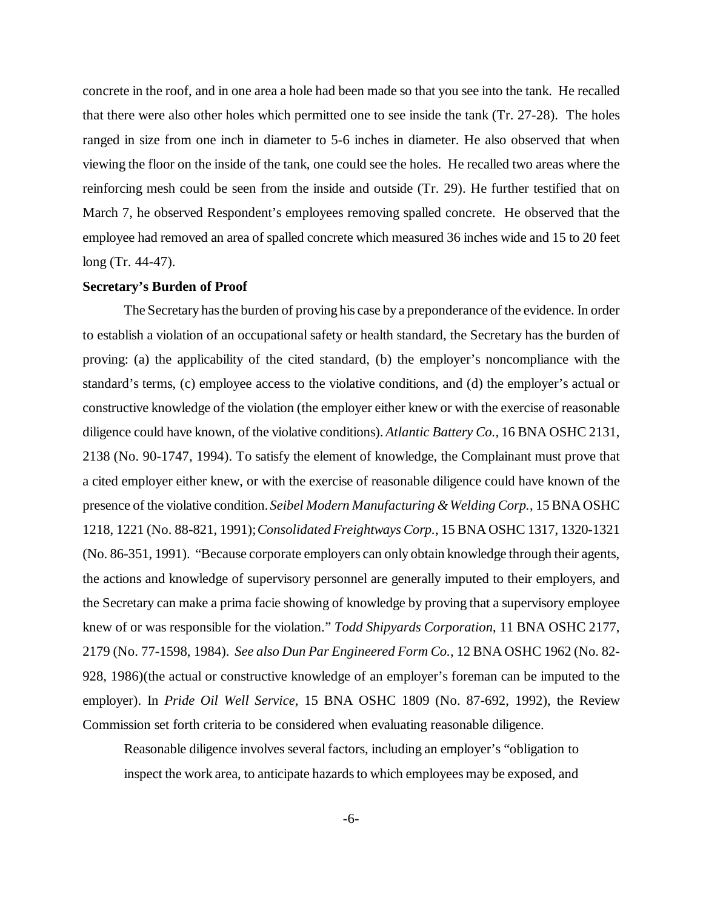concrete in the roof, and in one area a hole had been made so that you see into the tank. He recalled that there were also other holes which permitted one to see inside the tank (Tr. 27-28). The holes ranged in size from one inch in diameter to 5-6 inches in diameter. He also observed that when viewing the floor on the inside of the tank, one could see the holes. He recalled two areas where the reinforcing mesh could be seen from the inside and outside (Tr. 29). He further testified that on March 7, he observed Respondent's employees removing spalled concrete. He observed that the employee had removed an area of spalled concrete which measured 36 inches wide and 15 to 20 feet long (Tr. 44-47).

**Secretary's Burden of Proof**

The Secretary has the burden of proving his case by a preponderance of the evidence. In order to establish a violation of an occupational safety or health standard, the Secretary has the burden of proving: (a) the applicability of the cited standard, (b) the employer's noncompliance with the standard's terms, (c) employee access to the violative conditions, and (d) the employer's actual or constructive knowledge of the violation (the employer either knew or with the exercise of reasonable diligence could have known, of the violative conditions). *Atlantic Battery Co.,* 16 BNA OSHC 2131, 2138 (No. 90-1747, 1994). To satisfy the element of knowledge, the Complainant must prove that a cited employer either knew, or with the exercise of reasonable diligence could have known of the presence of the violative condition. *Seibel Modern Manufacturing & Welding Corp.*, 15 BNA OSHC 1218, 1221 (No. 88-821, 1991); *Consolidated Freightways Corp.*, 15 BNA OSHC 1317, 1320-1321 (No. 86-351, 1991). "Because corporate employers can only obtain knowledge through their agents, the actions and knowledge of supervisory personnel are generally imputed to their employers, and the Secretary can make a prima facie showing of knowledge by proving that a supervisory employee knew of or was responsible for the violation." *Todd Shipyards Corporation*, 11 BNA OSHC 2177, 2179 (No. 77-1598, 1984). *See also Dun Par Engineered Form Co.*, 12 BNA OSHC 1962 (No. 82-928, 1986)(the actual or constructive knowledge of an employer's foreman can be imputed to the employer). In *Pride Oil Well Service*, 15 BNA OSHC 1809 (No. 87-692, 1992), the Review Commission set forth criteria to be considered when evaluating reasonable diligence.

> Reasonable diligence involves several factors, including an employer's "obligation to inspect the work area, to anticipate hazards to which employees may be exposed, and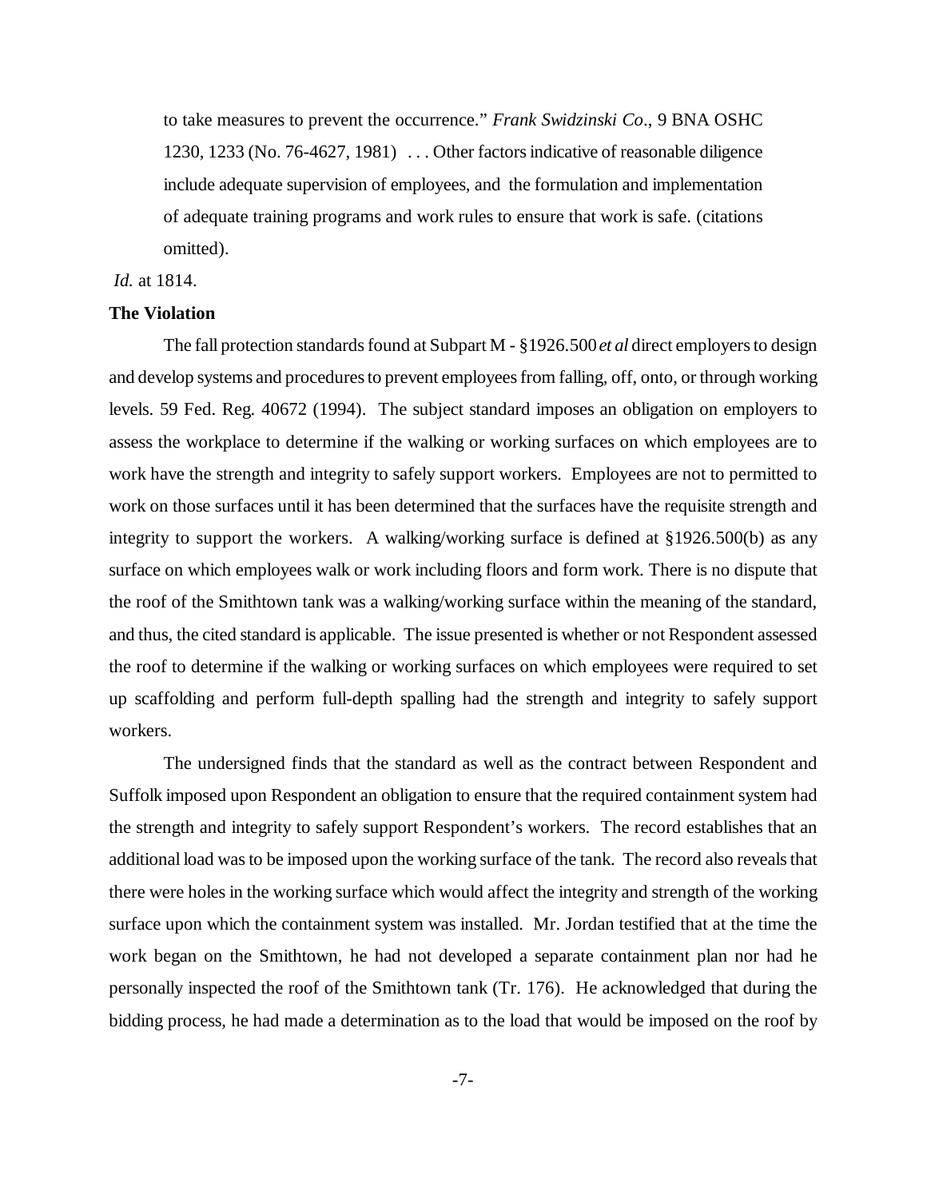> to take measures to prevent the occurrence." *Frank Swidzinski Co*., 9 BNA OSHC 1230, 1233 (No. 76-4627, 1981) . . . Other factors indicative of reasonable diligence include adequate supervision of employees, and the formulation and implementation of adequate training programs and work rules to ensure that work is safe. (citations omitted).

*Id.* at 1814.

**The Violation**

The fall protection standards found at Subpart M - §1926.500 *et al* direct employers to design and develop systems and procedures to prevent employees from falling, off, onto, or through working levels. 59 Fed. Reg. 40672 (1994). The subject standard imposes an obligation on employers to assess the workplace to determine if the walking or working surfaces on which employees are to work have the strength and integrity to safely support workers. Employees are not to permitted to work on those surfaces until it has been determined that the surfaces have the requisite strength and integrity to support the workers. A walking/working surface is defined at §1926.500(b) as any surface on which employees walk or work including floors and form work. There is no dispute that the roof of the Smithtown tank was a walking/working surface within the meaning of the standard, and thus, the cited standard is applicable. The issue presented is whether or not Respondent assessed the roof to determine if the walking or working surfaces on which employees were required to set up scaffolding and perform full-depth spalling had the strength and integrity to safely support workers.

The undersigned finds that the standard as well as the contract between Respondent and Suffolk imposed upon Respondent an obligation to ensure that the required containment system had the strength and integrity to safely support Respondent's workers. The record establishes that an additional load was to be imposed upon the working surface of the tank. The record also reveals that there were holes in the working surface which would affect the integrity and strength of the working surface upon which the containment system was installed. Mr. Jordan testified that at the time the work began on the Smithtown, he had not developed a separate containment plan nor had he personally inspected the roof of the Smithtown tank (Tr. 176). He acknowledged that during the bidding process, he had made a determination as to the load that would be imposed on the roof by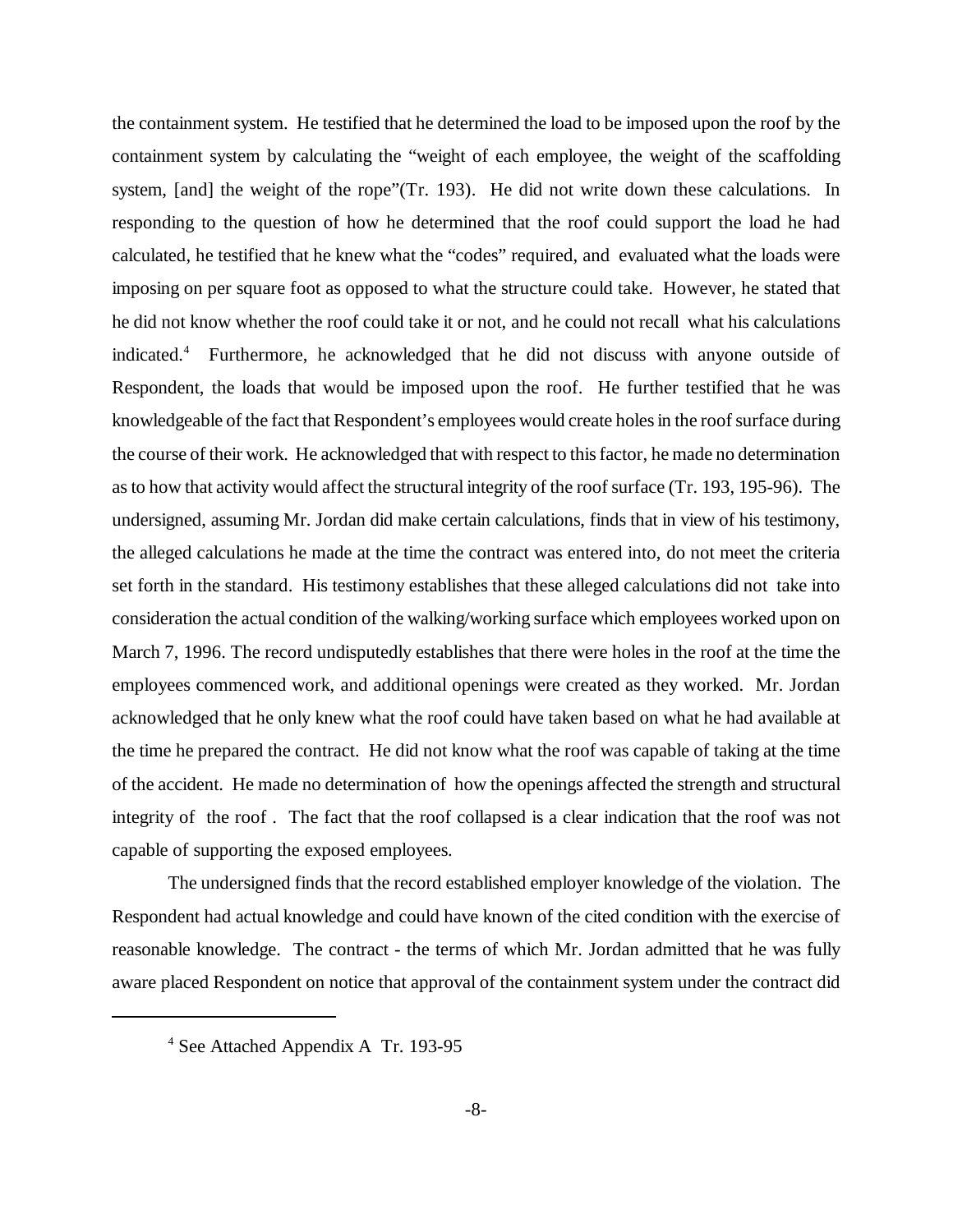the containment system. He testified that he determined the load to be imposed upon the roof by the containment system by calculating the "weight of each employee, the weight of the scaffolding system, [and] the weight of the rope"(Tr. 193). He did not write down these calculations. In responding to the question of how he determined that the roof could support the load he had calculated, he testified that he knew what the "codes" required, and evaluated what the loads were imposing on per square foot as opposed to what the structure could take. However, he stated that he did not know whether the roof could take it or not, and he could not recall what his calculations indicated.[4] Furthermore, he acknowledged that he did not discuss with anyone outside of Respondent, the loads that would be imposed upon the roof. He further testified that he was knowledgeable of the fact that Respondent's employees would create holes in the roof surface during the course of their work. He acknowledged that with respect to this factor, he made no determination as to how that activity would affect the structural integrity of the roof surface (Tr. 193, 195-96). The undersigned, assuming Mr. Jordan did make certain calculations, finds that in view of his testimony, the alleged calculations he made at the time the contract was entered into, do not meet the criteria set forth in the standard. His testimony establishes that these alleged calculations did not take into consideration the actual condition of the walking/working surface which employees worked upon on March 7, 1996. The record undisputedly establishes that there were holes in the roof at the time the employees commenced work, and additional openings were created as they worked. Mr. Jordan acknowledged that he only knew what the roof could have taken based on what he had available at the time he prepared the contract. He did not know what the roof was capable of taking at the time of the accident. He made no determination of how the openings affected the strength and structural integrity of the roof . The fact that the roof collapsed is a clear indication that the roof was not capable of supporting the exposed employees.

The undersigned finds that the record established employer knowledge of the violation. The Respondent had actual knowledge and could have known of the cited condition with the exercise of reasonable knowledge. The contract - the terms of which Mr. Jordan admitted that he was fully aware placed Respondent on notice that approval of the containment system under the contract did

[4] See Attached Appendix A Tr. 193-95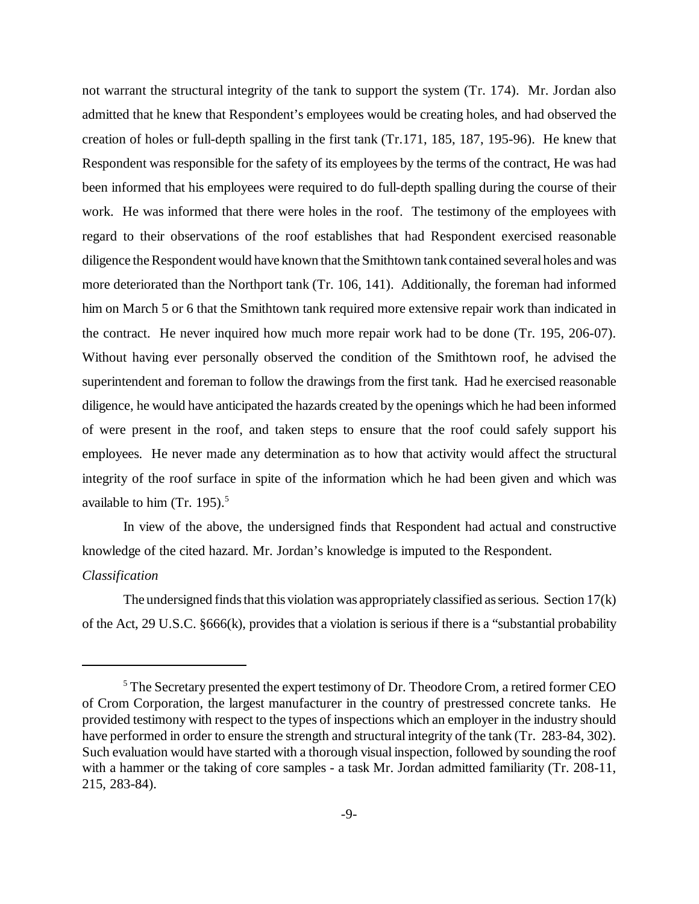not warrant the structural integrity of the tank to support the system (Tr. 174). Mr. Jordan also admitted that he knew that Respondent's employees would be creating holes, and had observed the creation of holes or full-depth spalling in the first tank (Tr.171, 185, 187, 195-96). He knew that Respondent was responsible for the safety of its employees by the terms of the contract, He was had been informed that his employees were required to do full-depth spalling during the course of their work. He was informed that there were holes in the roof. The testimony of the employees with regard to their observations of the roof establishes that had Respondent exercised reasonable diligence the Respondent would have known that the Smithtown tank contained several holes and was more deteriorated than the Northport tank (Tr. 106, 141). Additionally, the foreman had informed him on March 5 or 6 that the Smithtown tank required more extensive repair work than indicated in the contract. He never inquired how much more repair work had to be done (Tr. 195, 206-07). Without having ever personally observed the condition of the Smithtown roof, he advised the superintendent and foreman to follow the drawings from the first tank. Had he exercised reasonable diligence, he would have anticipated the hazards created by the openings which he had been informed of were present in the roof, and taken steps to ensure that the roof could safely support his employees. He never made any determination as to how that activity would affect the structural integrity of the roof surface in spite of the information which he had been given and which was available to him (Tr. 195).[5]

In view of the above, the undersigned finds that Respondent had actual and constructive knowledge of the cited hazard. Mr. Jordan's knowledge is imputed to the Respondent.

*Classification*

The undersigned finds that this violation was appropriately classified as serious. Section 17(k) of the Act, 29 U.S.C. §666(k), provides that a violation is serious if there is a "substantial probability

---

[5] The Secretary presented the expert testimony of Dr. Theodore Crom, a retired former CEO of Crom Corporation, the largest manufacturer in the country of prestressed concrete tanks. He provided testimony with respect to the types of inspections which an employer in the industry should have performed in order to ensure the strength and structural integrity of the tank (Tr. 283-84, 302). Such evaluation would have started with a thorough visual inspection, followed by sounding the roof with a hammer or the taking of core samples - a task Mr. Jordan admitted familiarity (Tr. 208-11, 215, 283-84).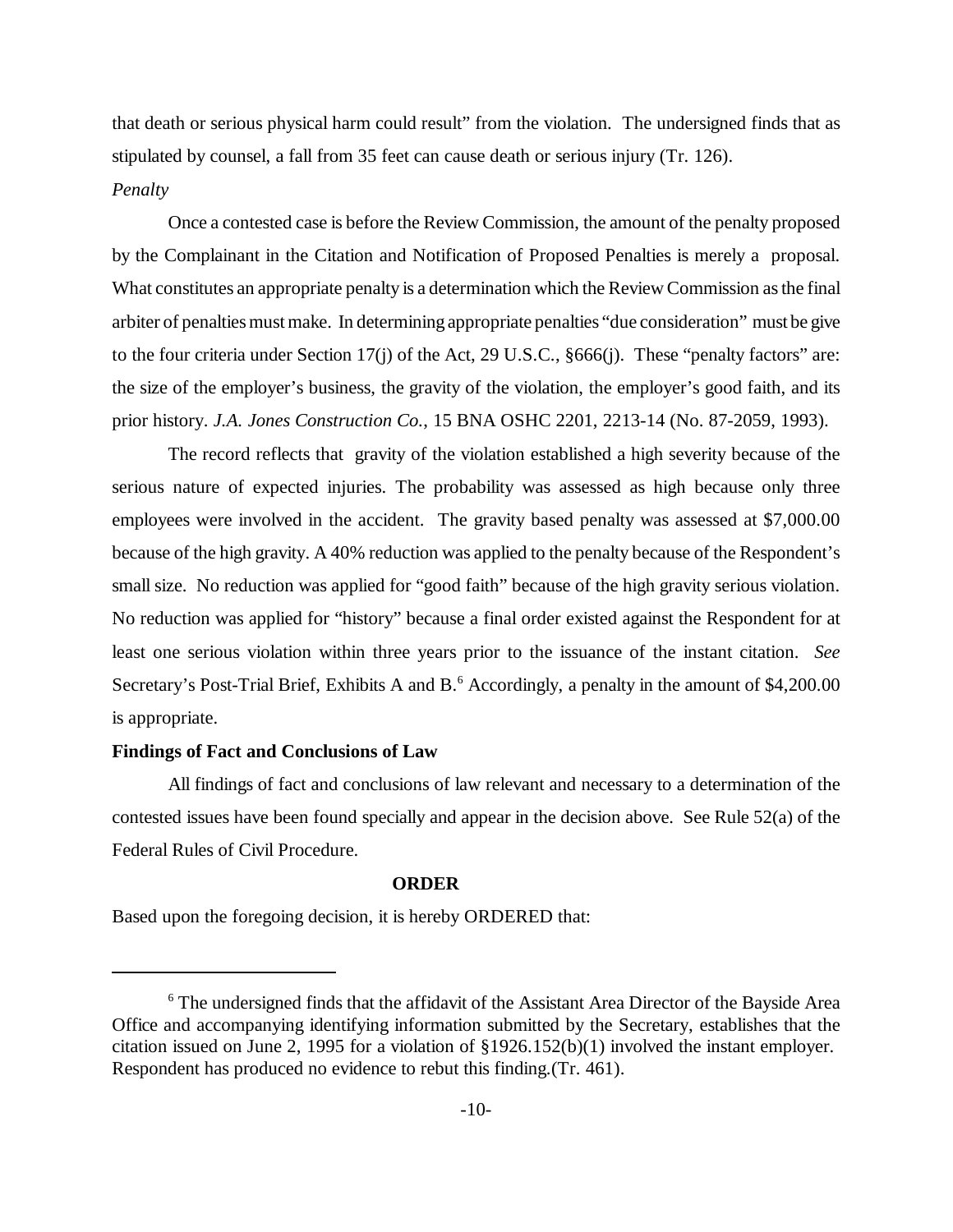that death or serious physical harm could result" from the violation. The undersigned finds that as stipulated by counsel, a fall from 35 feet can cause death or serious injury (Tr. 126).

*Penalty*

Once a contested case is before the Review Commission, the amount of the penalty proposed by the Complainant in the Citation and Notification of Proposed Penalties is merely a proposal. What constitutes an appropriate penalty is a determination which the Review Commission as the final arbiter of penalties must make. In determining appropriate penalties "due consideration" must be give to the four criteria under Section 17(j) of the Act, 29 U.S.C., §666(j). These "penalty factors" are: the size of the employer's business, the gravity of the violation, the employer's good faith, and its prior history. *J.A. Jones Construction Co.*, 15 BNA OSHC 2201, 2213-14 (No. 87-2059, 1993).

The record reflects that gravity of the violation established a high severity because of the serious nature of expected injuries. The probability was assessed as high because only three employees were involved in the accident. The gravity based penalty was assessed at $7,000.00 because of the high gravity. A 40% reduction was applied to the penalty because of the Respondent's small size. No reduction was applied for "good faith" because of the high gravity serious violation. No reduction was applied for "history" because a final order existed against the Respondent for at least one serious violation within three years prior to the issuance of the instant citation. *See* Secretary's Post-Trial Brief, Exhibits A and B.[6] Accordingly, a penalty in the amount of $4,200.00 is appropriate.

**Findings of Fact and Conclusions of Law**

All findings of fact and conclusions of law relevant and necessary to a determination of the contested issues have been found specially and appear in the decision above. See Rule 52(a) of the Federal Rules of Civil Procedure.

**ORDER**

Based upon the foregoing decision, it is hereby ORDERED that:

---

[6] The undersigned finds that the affidavit of the Assistant Area Director of the Bayside Area Office and accompanying identifying information submitted by the Secretary, establishes that the citation issued on June 2, 1995 for a violation of §1926.152(b)(1) involved the instant employer. Respondent has produced no evidence to rebut this finding.(Tr. 461).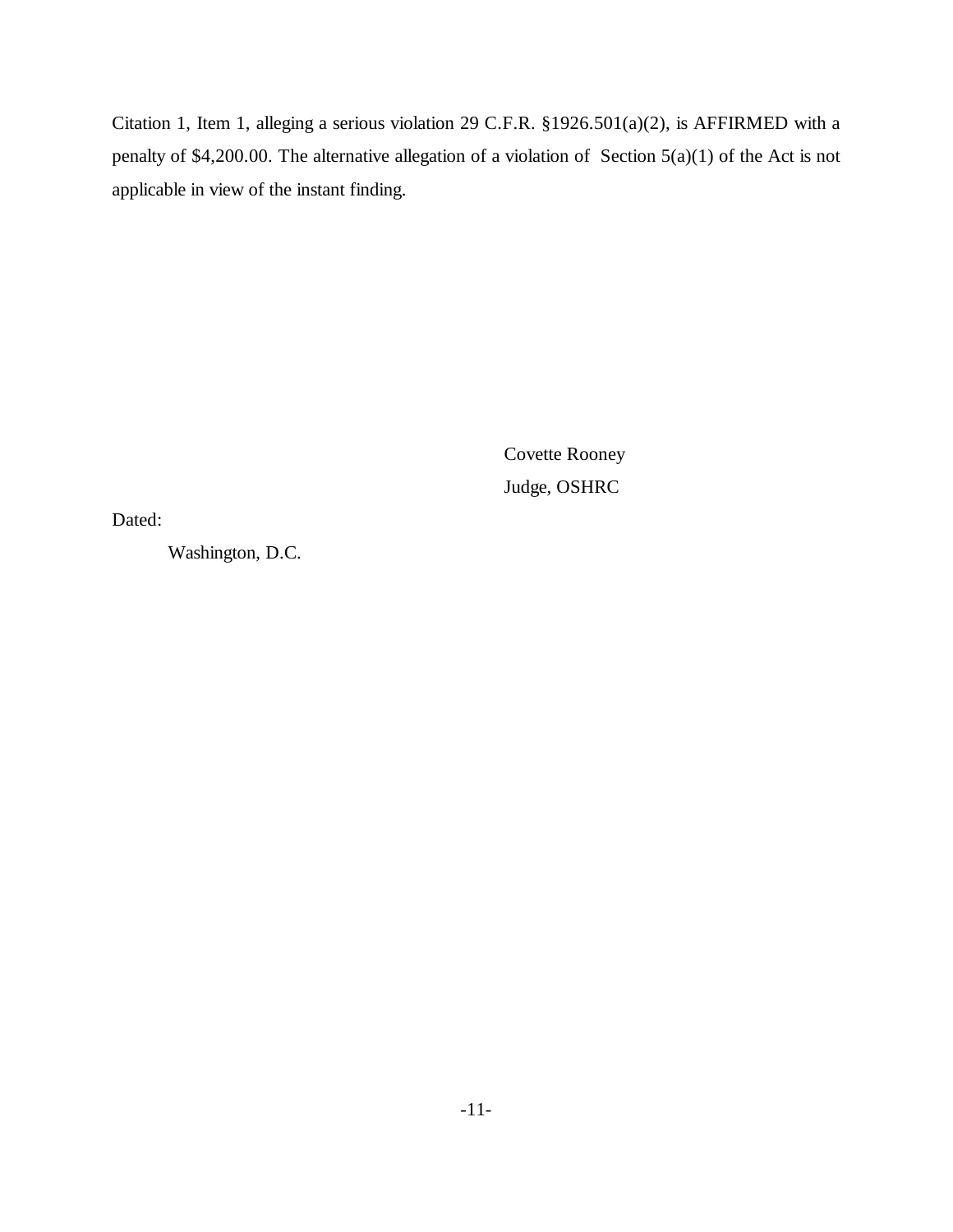Citation 1, Item 1, alleging a serious violation 29 C.F.R. §1926.501(a)(2), is AFFIRMED with a penalty of $4,200.00. The alternative allegation of a violation of Section 5(a)(1) of the Act is not applicable in view of the instant finding.

Covette Rooney
Judge, OSHRC

Dated:

Washington, D.C.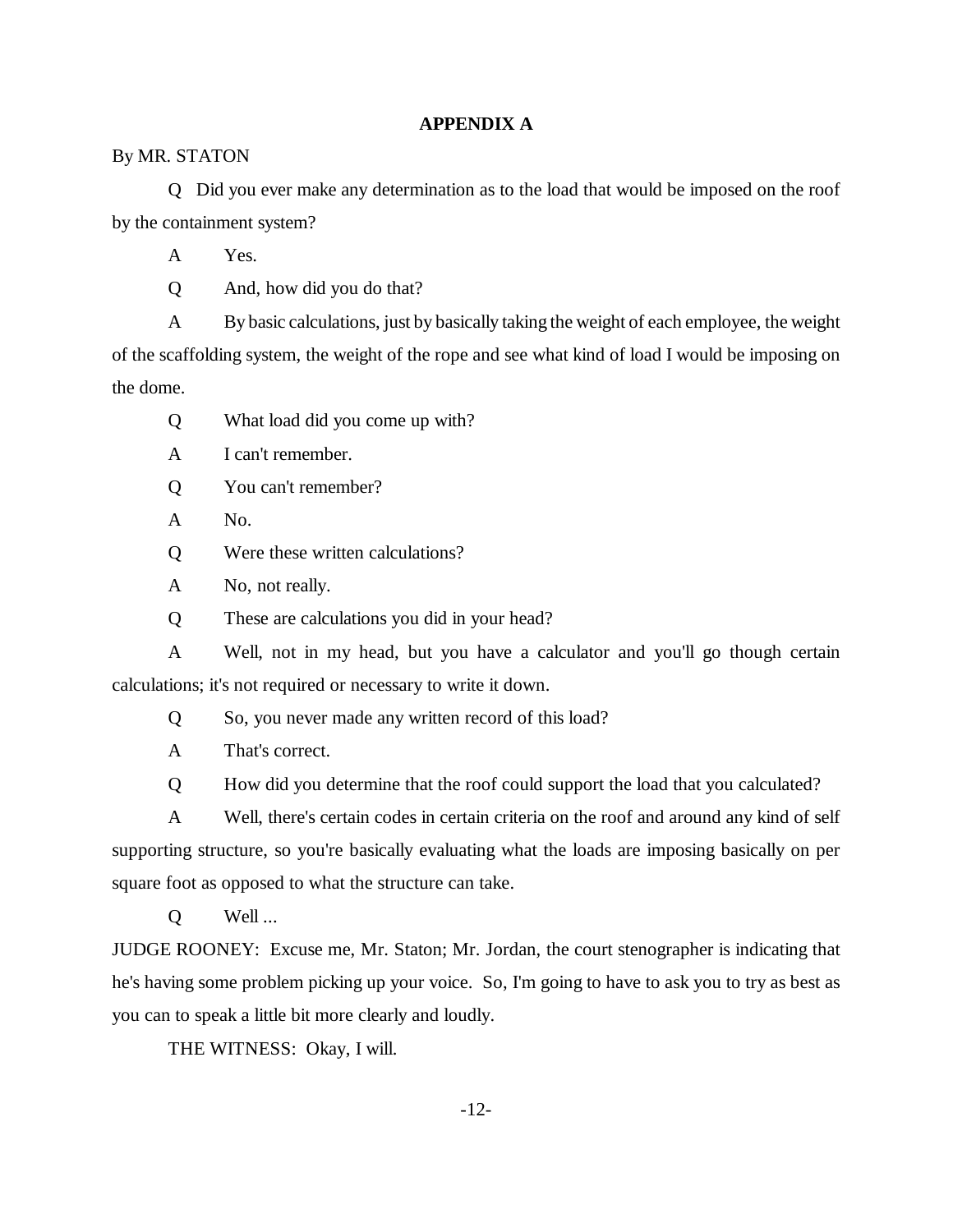## APPENDIX A

By MR. STATON

Q Did you ever make any determination as to the load that would be imposed on the roof by the containment system?

A Yes.

Q And, how did you do that?

A By basic calculations, just by basically taking the weight of each employee, the weight of the scaffolding system, the weight of the rope and see what kind of load I would be imposing on the dome.

Q What load did you come up with?

A I can't remember.

Q You can't remember?

A No.

Q Were these written calculations?

A No, not really.

Q These are calculations you did in your head?

A Well, not in my head, but you have a calculator and you'll go though certain calculations; it's not required or necessary to write it down.

Q So, you never made any written record of this load?

A That's correct.

Q How did you determine that the roof could support the load that you calculated?

A Well, there's certain codes in certain criteria on the roof and around any kind of self supporting structure, so you're basically evaluating what the loads are imposing basically on per square foot as opposed to what the structure can take.

Q Well ...

JUDGE ROONEY: Excuse me, Mr. Staton; Mr. Jordan, the court stenographer is indicating that he's having some problem picking up your voice. So, I'm going to have to ask you to try as best as you can to speak a little bit more clearly and loudly.

THE WITNESS: Okay, I will.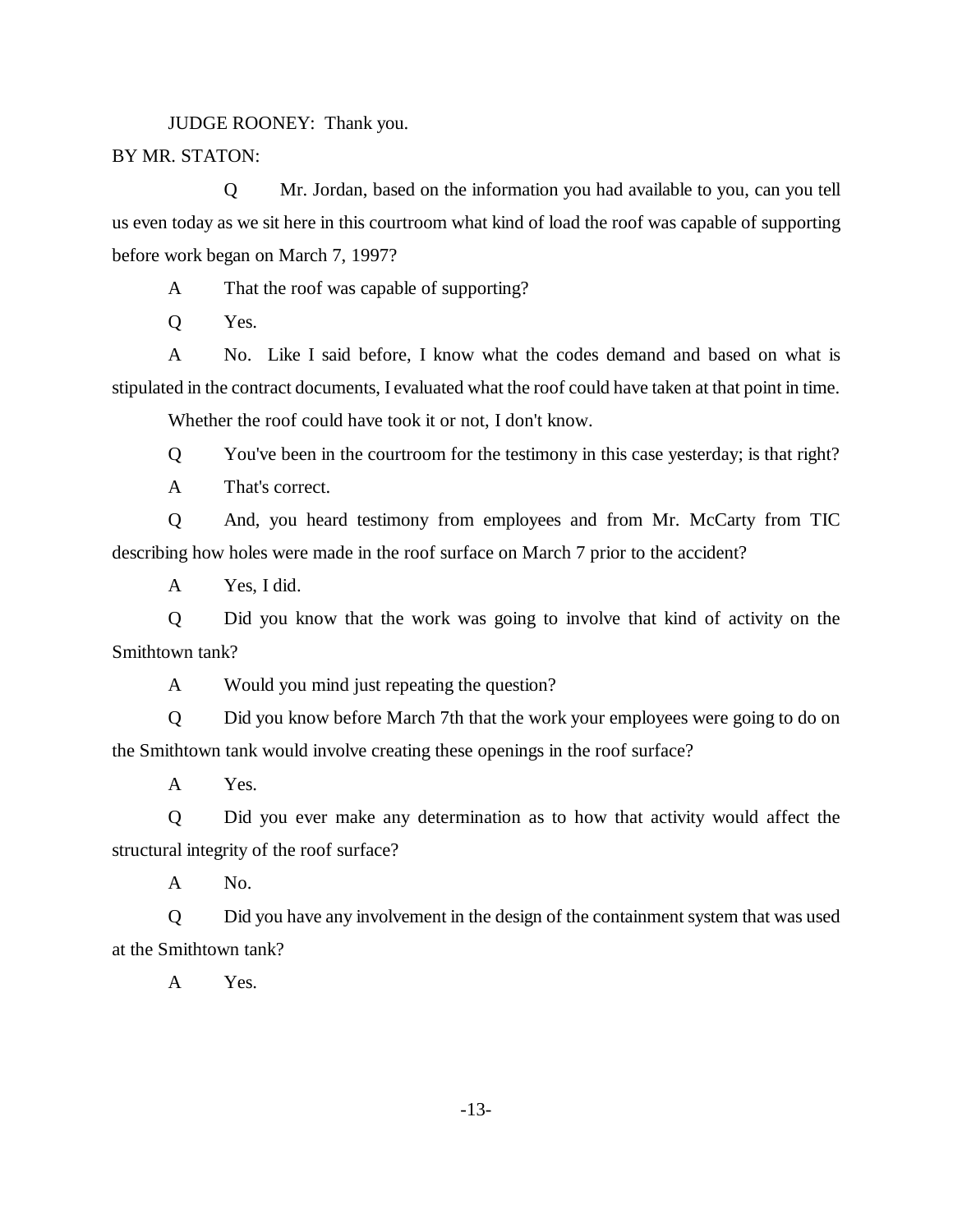JUDGE ROONEY: Thank you.

BY MR. STATON:

Q Mr. Jordan, based on the information you had available to you, can you tell us even today as we sit here in this courtroom what kind of load the roof was capable of supporting before work began on March 7, 1997?

A That the roof was capable of supporting?

Q Yes.

A No. Like I said before, I know what the codes demand and based on what is stipulated in the contract documents, I evaluated what the roof could have taken at that point in time. Whether the roof could have took it or not, I don't know.

Q You've been in the courtroom for the testimony in this case yesterday; is that right?

A That's correct.

Q And, you heard testimony from employees and from Mr. McCarty from TIC describing how holes were made in the roof surface on March 7 prior to the accident?

A Yes, I did.

Q Did you know that the work was going to involve that kind of activity on the Smithtown tank?

A Would you mind just repeating the question?

Q Did you know before March 7th that the work your employees were going to do on the Smithtown tank would involve creating these openings in the roof surface?

A Yes.

Q Did you ever make any determination as to how that activity would affect the structural integrity of the roof surface?

A No.

Q Did you have any involvement in the design of the containment system that was used at the Smithtown tank?

A Yes.